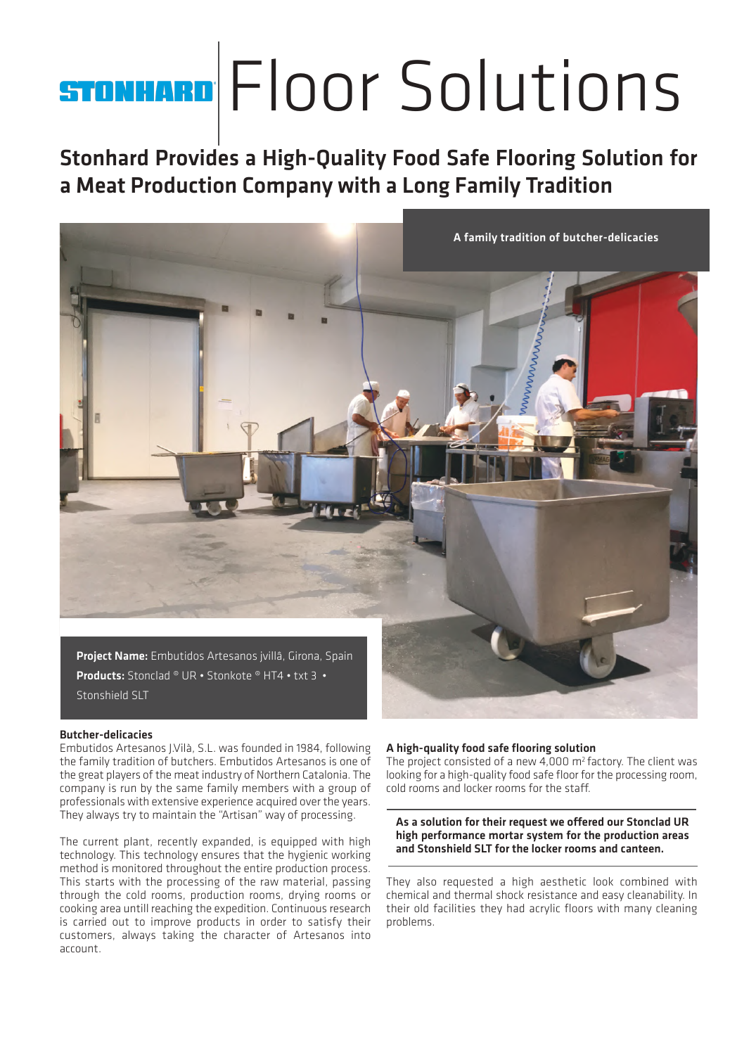# STONHARD Floor Solutions

## Stonhard Provides a High-Quality Food Safe Flooring Solution for a Meat Production Company with a Long Family Tradition

A family tradition of butcher-delicacies

**Project Name:** Embutidos Artesanos jvillâ, Girona, Spain
**Products:** Stonclad ® UR • Stonkote ® HT4 • txt 3 • Stonshield SLT

### Butcher-delicacies

Embutidos Artesanos J.Vilà, S.L. was founded in 1984, following the family tradition of butchers. Embutidos Artesanos is one of the great players of the meat industry of Northern Catalonia. The company is run by the same family members with a group of professionals with extensive experience acquired over the years. They always try to maintain the "Artisan" way of processing.

The current plant, recently expanded, is equipped with high technology. This technology ensures that the hygienic working method is monitored throughout the entire production process. This starts with the processing of the raw material, passing through the cold rooms, production rooms, drying rooms or cooking area untill reaching the expedition. Continuous research is carried out to improve products in order to satisfy their customers, always taking the character of Artesanos into account.

### A high-quality food safe flooring solution

The project consisted of a new 4,000 m$^2$ factory. The client was looking for a high-quality food safe floor for the processing room, cold rooms and locker rooms for the staff.

**As a solution for their request we offered our Stonclad UR high performance mortar system for the production areas and Stonshield SLT for the locker rooms and canteen.**

They also requested a high aesthetic look combined with chemical and thermal shock resistance and easy cleanability. In their old facilities they had acrylic floors with many cleaning problems.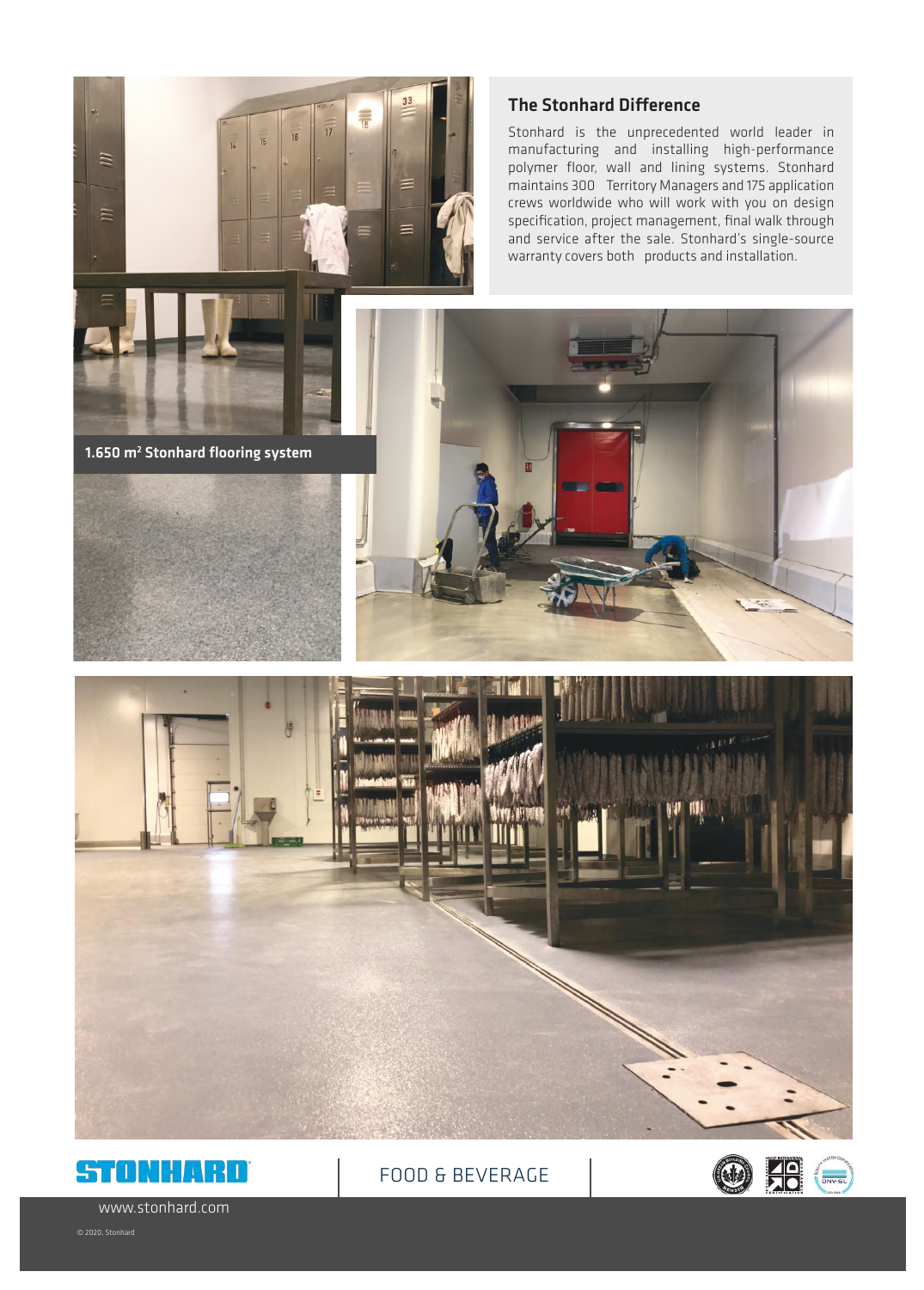## The Stonhard Difference

Stonhard is the unprecedented world leader in manufacturing and installing high-performance polymer floor, wall and lining systems. Stonhard maintains 300 Territory Managers and 175 application crews worldwide who will work with you on design specification, project management, final walk through and service after the sale. Stonhard's single-source warranty covers both products and installation.

**1.650 m² Stonhard flooring system**

STONHARD

FOOD & BEVERAGE

www.stonhard.com

© 2020, Stonhard